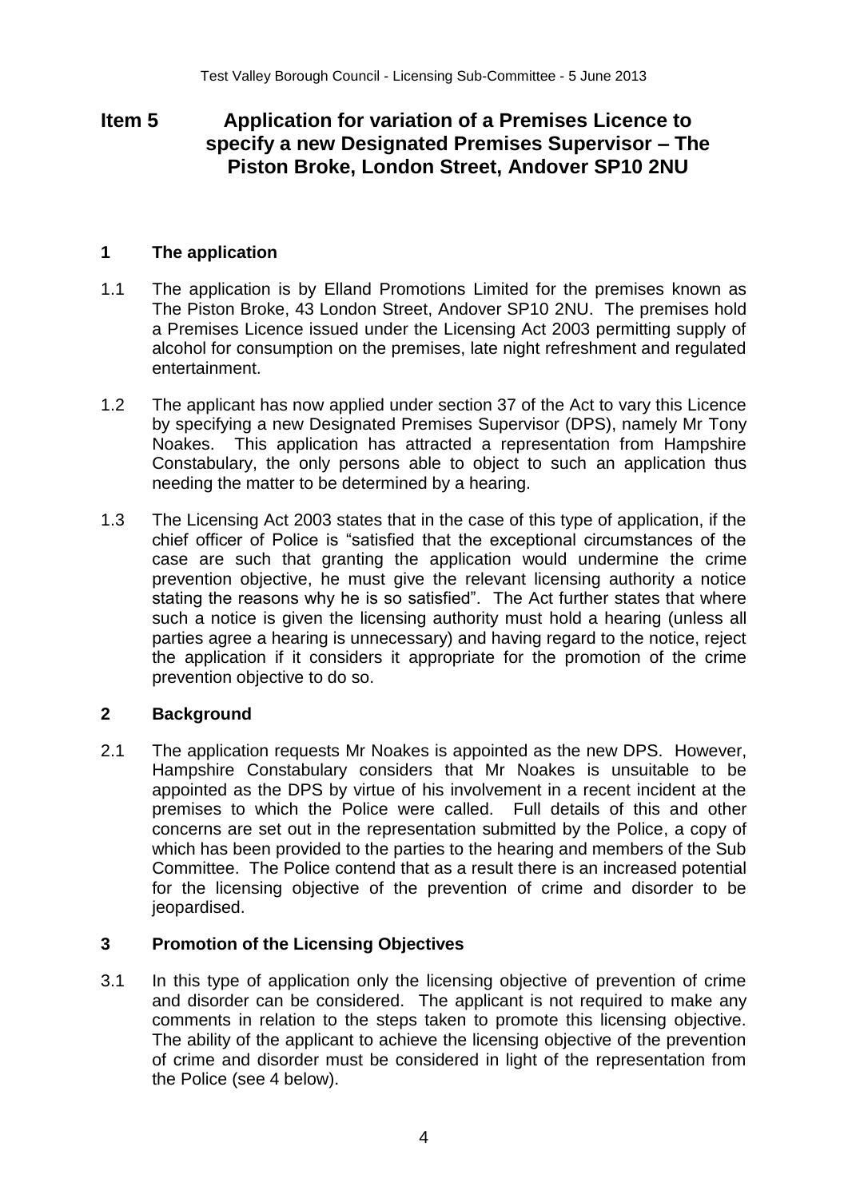# Item 5 Application for variation of a Premises Licence to specify a new Designated Premises Supervisor – The Piston Broke, London Street, Andover SP10 2NU

## 1 The application

1.1 The application is by Elland Promotions Limited for the premises known as The Piston Broke, 43 London Street, Andover SP10 2NU. The premises hold a Premises Licence issued under the Licensing Act 2003 permitting supply of alcohol for consumption on the premises, late night refreshment and regulated entertainment.

1.2 The applicant has now applied under section 37 of the Act to vary this Licence by specifying a new Designated Premises Supervisor (DPS), namely Mr Tony Noakes. This application has attracted a representation from Hampshire Constabulary, the only persons able to object to such an application thus needing the matter to be determined by a hearing.

1.3 The Licensing Act 2003 states that in the case of this type of application, if the chief officer of Police is "satisfied that the exceptional circumstances of the case are such that granting the application would undermine the crime prevention objective, he must give the relevant licensing authority a notice stating the reasons why he is so satisfied". The Act further states that where such a notice is given the licensing authority must hold a hearing (unless all parties agree a hearing is unnecessary) and having regard to the notice, reject the application if it considers it appropriate for the promotion of the crime prevention objective to do so.

## 2 Background

2.1 The application requests Mr Noakes is appointed as the new DPS. However, Hampshire Constabulary considers that Mr Noakes is unsuitable to be appointed as the DPS by virtue of his involvement in a recent incident at the premises to which the Police were called. Full details of this and other concerns are set out in the representation submitted by the Police, a copy of which has been provided to the parties to the hearing and members of the Sub Committee. The Police contend that as a result there is an increased potential for the licensing objective of the prevention of crime and disorder to be jeopardised.

## 3 Promotion of the Licensing Objectives

3.1 In this type of application only the licensing objective of prevention of crime and disorder can be considered. The applicant is not required to make any comments in relation to the steps taken to promote this licensing objective. The ability of the applicant to achieve the licensing objective of the prevention of crime and disorder must be considered in light of the representation from the Police (see 4 below).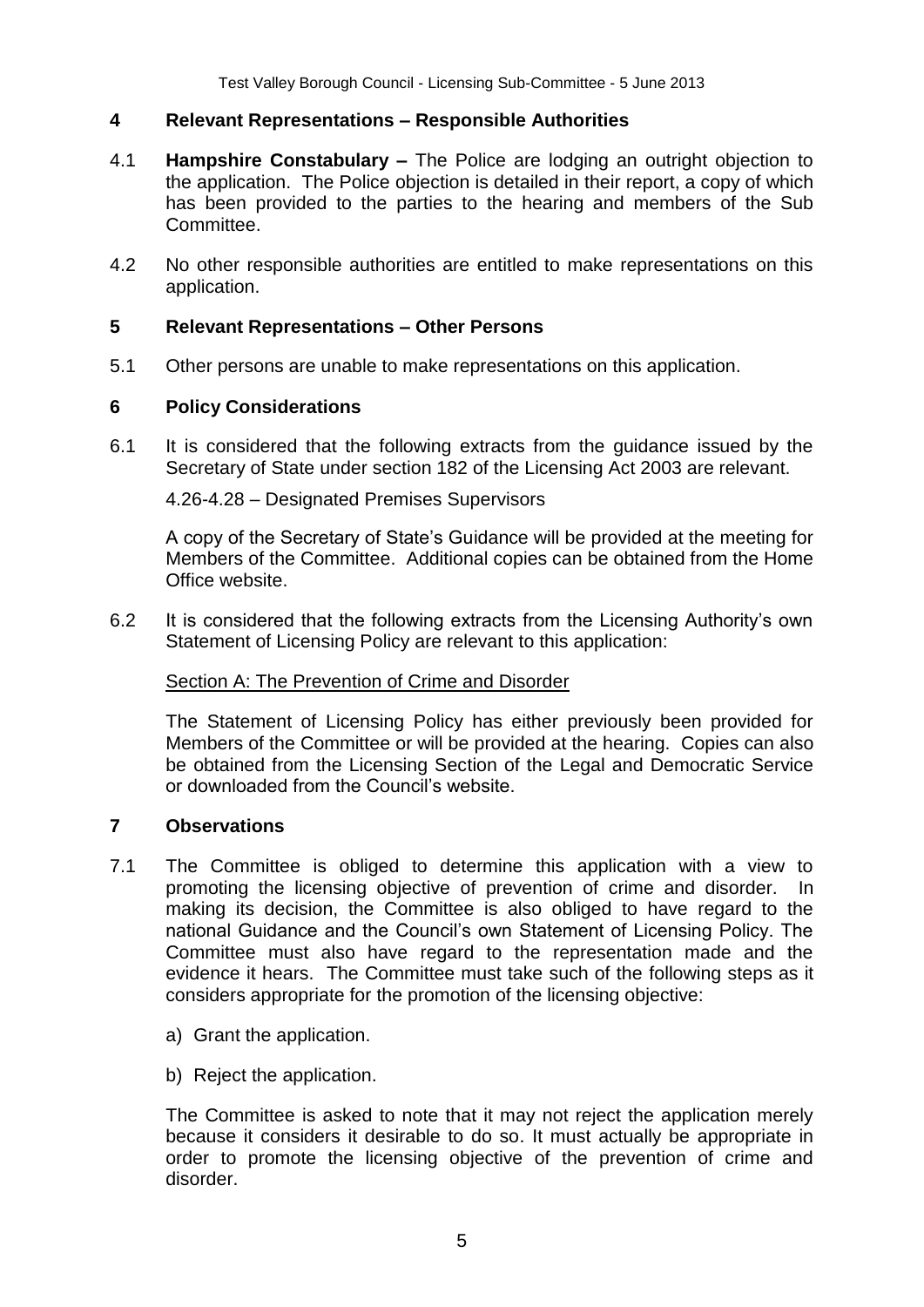## 4 Relevant Representations – Responsible Authorities

4.1 **Hampshire Constabulary –** The Police are lodging an outright objection to the application. The Police objection is detailed in their report, a copy of which has been provided to the parties to the hearing and members of the Sub Committee.

4.2 No other responsible authorities are entitled to make representations on this application.

## 5 Relevant Representations – Other Persons

5.1 Other persons are unable to make representations on this application.

## 6 Policy Considerations

6.1 It is considered that the following extracts from the guidance issued by the Secretary of State under section 182 of the Licensing Act 2003 are relevant.

4.26-4.28 – Designated Premises Supervisors

A copy of the Secretary of State's Guidance will be provided at the meeting for Members of the Committee. Additional copies can be obtained from the Home Office website.

6.2 It is considered that the following extracts from the Licensing Authority's own Statement of Licensing Policy are relevant to this application:

Section A: The Prevention of Crime and Disorder

The Statement of Licensing Policy has either previously been provided for Members of the Committee or will be provided at the hearing. Copies can also be obtained from the Licensing Section of the Legal and Democratic Service or downloaded from the Council's website.

## 7 Observations

7.1 The Committee is obliged to determine this application with a view to promoting the licensing objective of prevention of crime and disorder. In making its decision, the Committee is also obliged to have regard to the national Guidance and the Council's own Statement of Licensing Policy. The Committee must also have regard to the representation made and the evidence it hears. The Committee must take such of the following steps as it considers appropriate for the promotion of the licensing objective:

a) Grant the application.

b) Reject the application.

The Committee is asked to note that it may not reject the application merely because it considers it desirable to do so. It must actually be appropriate in order to promote the licensing objective of the prevention of crime and disorder.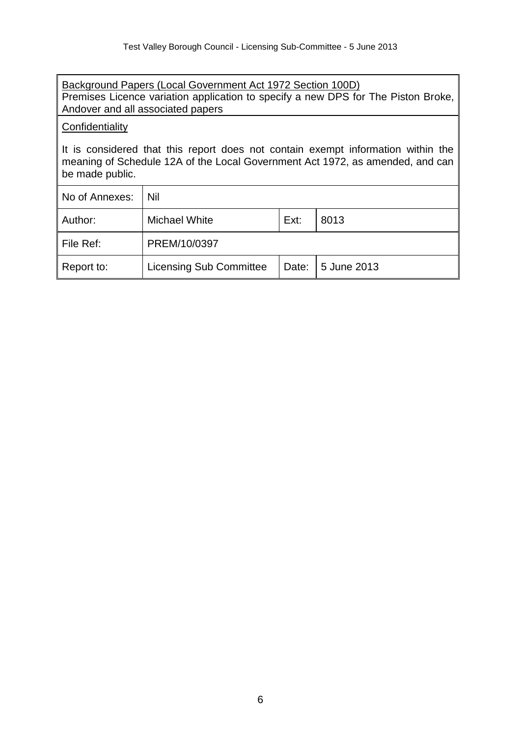Background Papers (Local Government Act 1972 Section 100D)
Premises Licence variation application to specify a new DPS for The Piston Broke, Andover and all associated papers

Confidentiality

It is considered that this report does not contain exempt information within the meaning of Schedule 12A of the Local Government Act 1972, as amended, and can be made public.

| | | | |
|---|---|---|---|
| No of Annexes: | Nil | | |
| Author: | Michael White | Ext: | 8013 |
| File Ref: | PREM/10/0397 | | |
| Report to: | Licensing Sub Committee | Date: | 5 June 2013 |